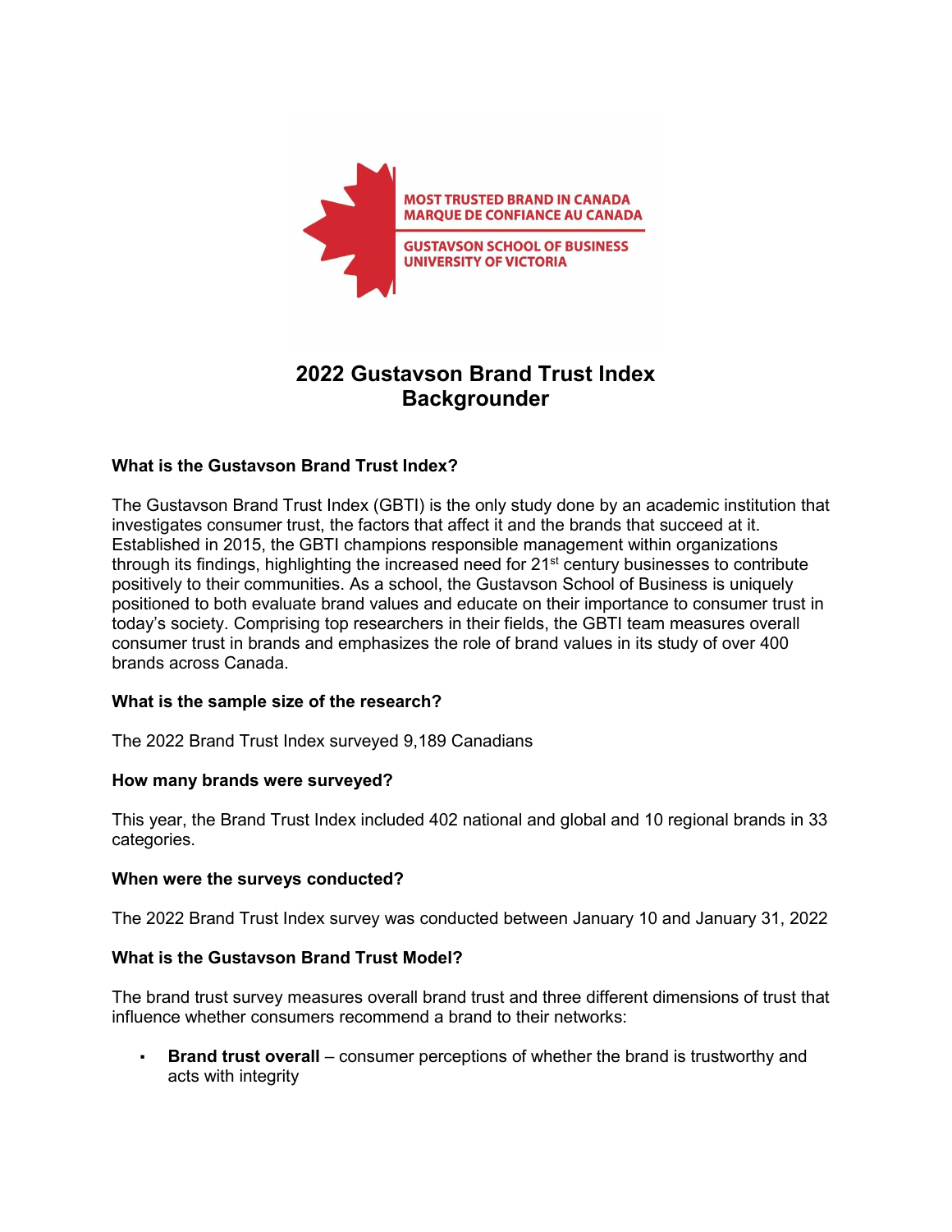MOST TRUSTED BRAND IN CANADA
MARQUE DE CONFIANCE AU CANADA

GUSTAVSON SCHOOL OF BUSINESS
UNIVERSITY OF VICTORIA

# 2022 Gustavson Brand Trust Index Backgrounder

### What is the Gustavson Brand Trust Index?

The Gustavson Brand Trust Index (GBTI) is the only study done by an academic institution that investigates consumer trust, the factors that affect it and the brands that succeed at it. Established in 2015, the GBTI champions responsible management within organizations through its findings, highlighting the increased need for 21st century businesses to contribute positively to their communities. As a school, the Gustavson School of Business is uniquely positioned to both evaluate brand values and educate on their importance to consumer trust in today's society. Comprising top researchers in their fields, the GBTI team measures overall consumer trust in brands and emphasizes the role of brand values in its study of over 400 brands across Canada.

### What is the sample size of the research?

The 2022 Brand Trust Index surveyed 9,189 Canadians

### How many brands were surveyed?

This year, the Brand Trust Index included 402 national and global and 10 regional brands in 33 categories.

### When were the surveys conducted?

The 2022 Brand Trust Index survey was conducted between January 10 and January 31, 2022

### What is the Gustavson Brand Trust Model?

The brand trust survey measures overall brand trust and three different dimensions of trust that influence whether consumers recommend a brand to their networks:

- **Brand trust overall** – consumer perceptions of whether the brand is trustworthy and acts with integrity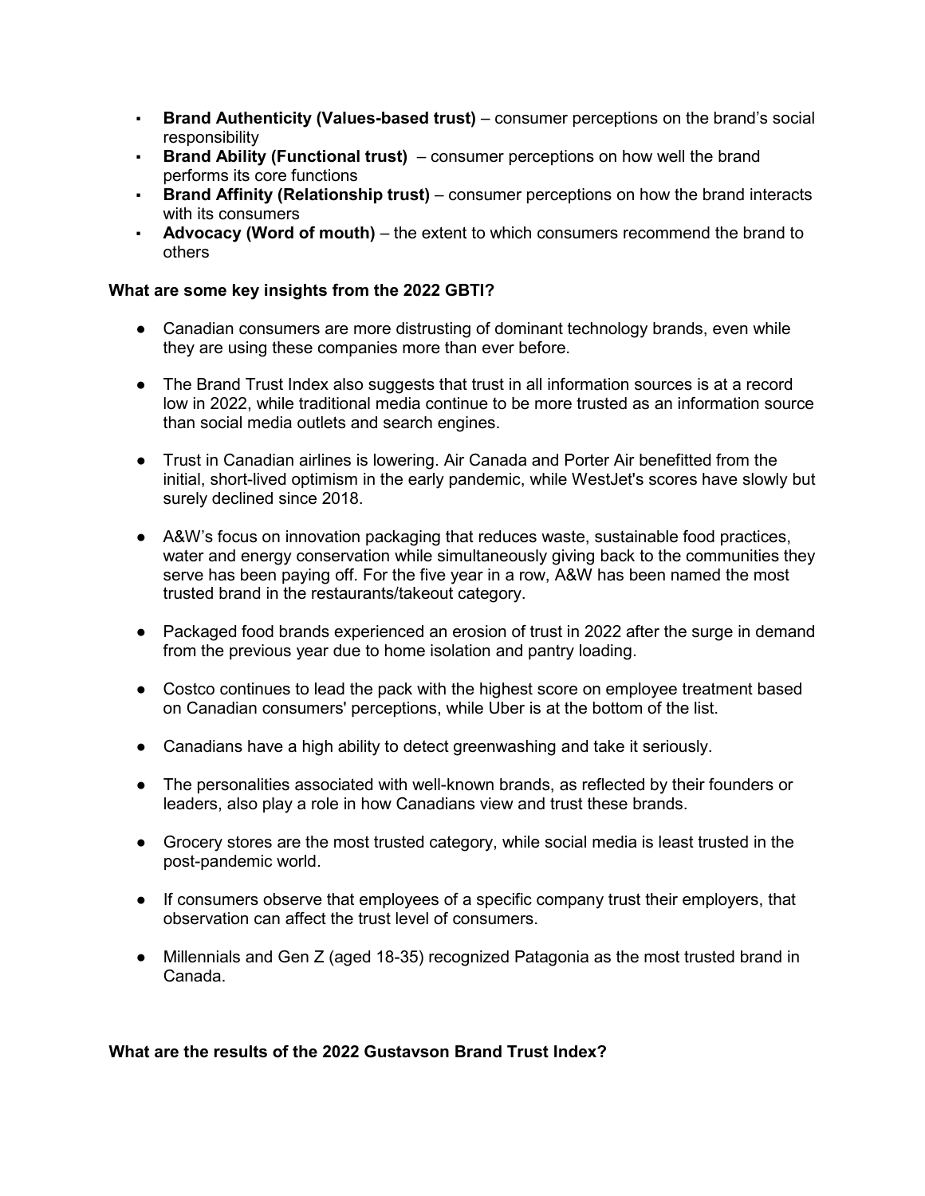- **Brand Authenticity (Values-based trust)** – consumer perceptions on the brand's social responsibility
- **Brand Ability (Functional trust)** – consumer perceptions on how well the brand performs its core functions
- **Brand Affinity (Relationship trust)** – consumer perceptions on how the brand interacts with its consumers
- **Advocacy (Word of mouth)** – the extent to which consumers recommend the brand to others

**What are some key insights from the 2022 GBTI?**

- Canadian consumers are more distrusting of dominant technology brands, even while they are using these companies more than ever before.
- The Brand Trust Index also suggests that trust in all information sources is at a record low in 2022, while traditional media continue to be more trusted as an information source than social media outlets and search engines.
- Trust in Canadian airlines is lowering. Air Canada and Porter Air benefitted from the initial, short-lived optimism in the early pandemic, while WestJet's scores have slowly but surely declined since 2018.
- A&W's focus on innovation packaging that reduces waste, sustainable food practices, water and energy conservation while simultaneously giving back to the communities they serve has been paying off. For the five year in a row, A&W has been named the most trusted brand in the restaurants/takeout category.
- Packaged food brands experienced an erosion of trust in 2022 after the surge in demand from the previous year due to home isolation and pantry loading.
- Costco continues to lead the pack with the highest score on employee treatment based on Canadian consumers' perceptions, while Uber is at the bottom of the list.
- Canadians have a high ability to detect greenwashing and take it seriously.
- The personalities associated with well-known brands, as reflected by their founders or leaders, also play a role in how Canadians view and trust these brands.
- Grocery stores are the most trusted category, while social media is least trusted in the post-pandemic world.
- If consumers observe that employees of a specific company trust their employers, that observation can affect the trust level of consumers.
- Millennials and Gen Z (aged 18-35) recognized Patagonia as the most trusted brand in Canada.

**What are the results of the 2022 Gustavson Brand Trust Index?**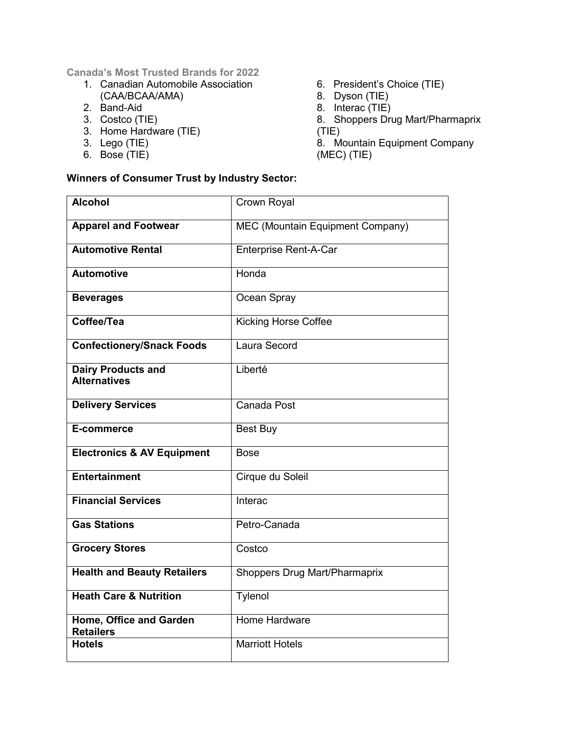**Canada's Most Trusted Brands for 2022**

1. Canadian Automobile Association (CAA/BCAA/AMA)
2. Band-Aid
3. Costco (TIE)
3. Home Hardware (TIE)
3. Lego (TIE)
6. Bose (TIE)
6. President's Choice (TIE)
8. Dyson (TIE)
8. Interac (TIE)
8. Shoppers Drug Mart/Pharmaprix (TIE)
8. Mountain Equipment Company (MEC) (TIE)

**Winners of Consumer Trust by Industry Sector:**

| | |
|---|---|
| **Alcohol** | Crown Royal |
| **Apparel and Footwear** | MEC (Mountain Equipment Company) |
| **Automotive Rental** | Enterprise Rent-A-Car |
| **Automotive** | Honda |
| **Beverages** | Ocean Spray |
| **Coffee/Tea** | Kicking Horse Coffee |
| **Confectionery/Snack Foods** | Laura Secord |
| **Dairy Products and Alternatives** | Liberté |
| **Delivery Services** | Canada Post |
| **E-commerce** | Best Buy |
| **Electronics & AV Equipment** | Bose |
| **Entertainment** | Cirque du Soleil |
| **Financial Services** | Interac |
| **Gas Stations** | Petro-Canada |
| **Grocery Stores** | Costco |
| **Health and Beauty Retailers** | Shoppers Drug Mart/Pharmaprix |
| **Heath Care & Nutrition** | Tylenol |
| **Home, Office and Garden Retailers** | Home Hardware |
| **Hotels** | Marriott Hotels |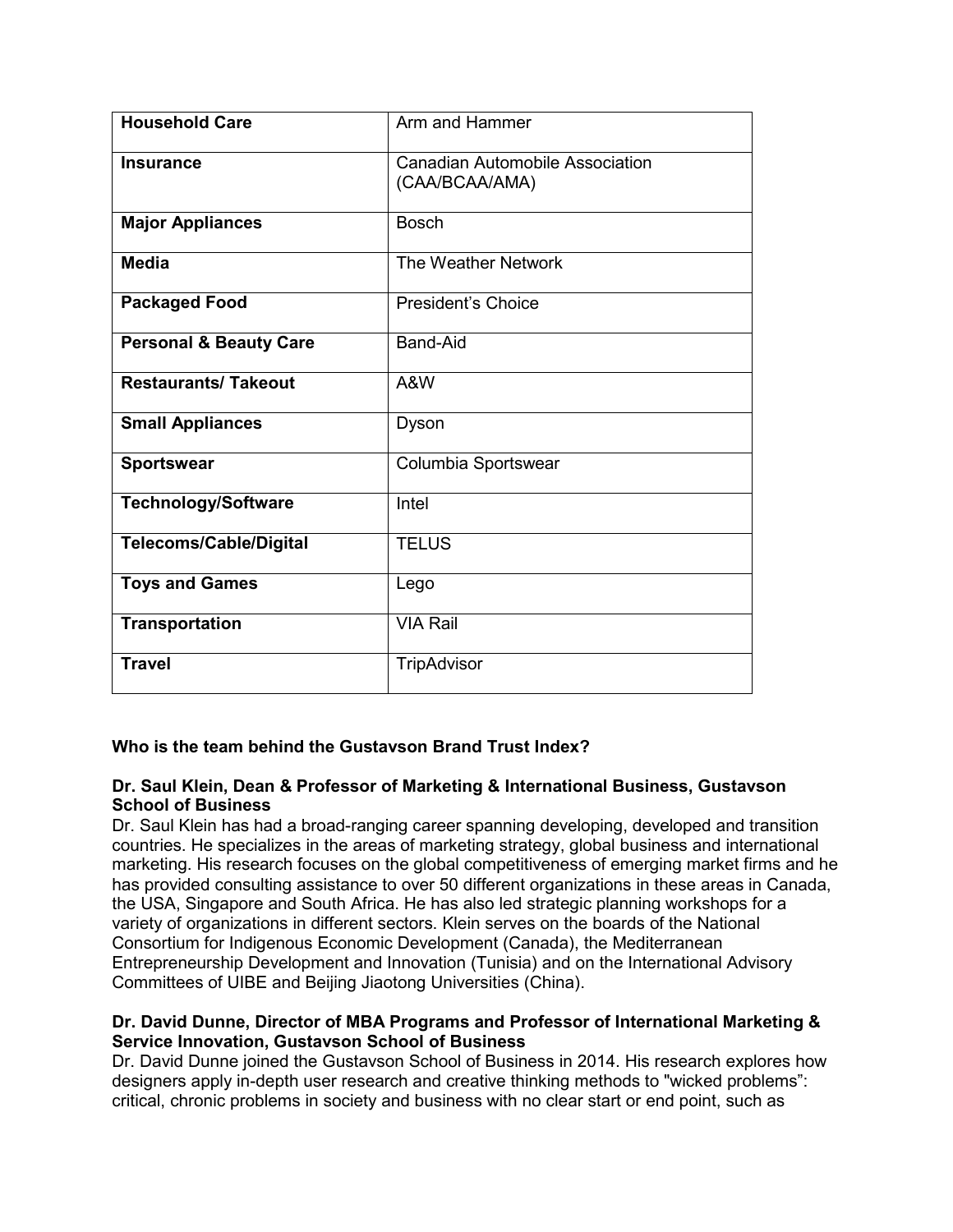| Household Care | Arm and Hammer |
|---|---|
| **Insurance** | Canadian Automobile Association (CAA/BCAA/AMA) |
| **Major Appliances** | Bosch |
| **Media** | The Weather Network |
| **Packaged Food** | President's Choice |
| **Personal & Beauty Care** | Band-Aid |
| **Restaurants/ Takeout** | A&W |
| **Small Appliances** | Dyson |
| **Sportswear** | Columbia Sportswear |
| **Technology/Software** | Intel |
| **Telecoms/Cable/Digital** | TELUS |
| **Toys and Games** | Lego |
| **Transportation** | VIA Rail |
| **Travel** | TripAdvisor |

**Who is the team behind the Gustavson Brand Trust Index?**

**Dr. Saul Klein, Dean & Professor of Marketing & International Business, Gustavson School of Business**

Dr. Saul Klein has had a broad-ranging career spanning developing, developed and transition countries. He specializes in the areas of marketing strategy, global business and international marketing. His research focuses on the global competitiveness of emerging market firms and he has provided consulting assistance to over 50 different organizations in these areas in Canada, the USA, Singapore and South Africa. He has also led strategic planning workshops for a variety of organizations in different sectors. Klein serves on the boards of the National Consortium for Indigenous Economic Development (Canada), the Mediterranean Entrepreneurship Development and Innovation (Tunisia) and on the International Advisory Committees of UIBE and Beijing Jiaotong Universities (China).

**Dr. David Dunne, Director of MBA Programs and Professor of International Marketing & Service Innovation, Gustavson School of Business**

Dr. David Dunne joined the Gustavson School of Business in 2014. His research explores how designers apply in-depth user research and creative thinking methods to "wicked problems": critical, chronic problems in society and business with no clear start or end point, such as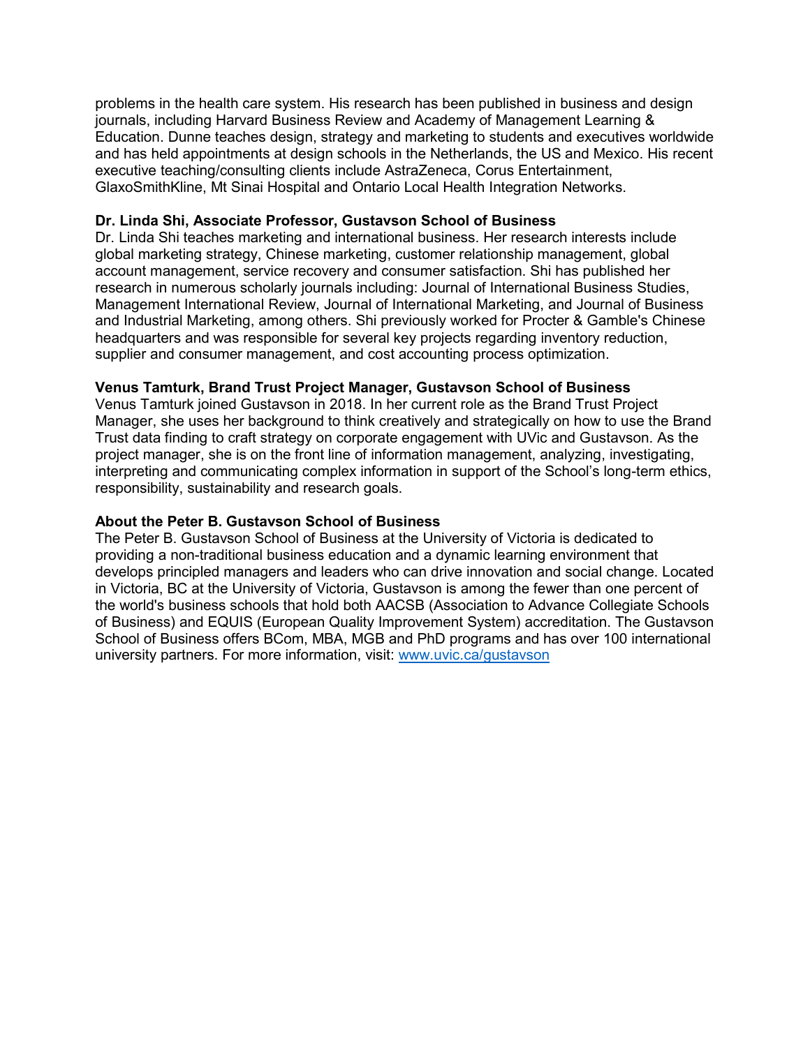problems in the health care system. His research has been published in business and design journals, including Harvard Business Review and Academy of Management Learning & Education. Dunne teaches design, strategy and marketing to students and executives worldwide and has held appointments at design schools in the Netherlands, the US and Mexico. His recent executive teaching/consulting clients include AstraZeneca, Corus Entertainment, GlaxoSmithKline, Mt Sinai Hospital and Ontario Local Health Integration Networks.

**Dr. Linda Shi, Associate Professor, Gustavson School of Business**

Dr. Linda Shi teaches marketing and international business. Her research interests include global marketing strategy, Chinese marketing, customer relationship management, global account management, service recovery and consumer satisfaction. Shi has published her research in numerous scholarly journals including: Journal of International Business Studies, Management International Review, Journal of International Marketing, and Journal of Business and Industrial Marketing, among others. Shi previously worked for Procter & Gamble's Chinese headquarters and was responsible for several key projects regarding inventory reduction, supplier and consumer management, and cost accounting process optimization.

**Venus Tamturk, Brand Trust Project Manager, Gustavson School of Business**

Venus Tamturk joined Gustavson in 2018. In her current role as the Brand Trust Project Manager, she uses her background to think creatively and strategically on how to use the Brand Trust data finding to craft strategy on corporate engagement with UVic and Gustavson. As the project manager, she is on the front line of information management, analyzing, investigating, interpreting and communicating complex information in support of the School's long-term ethics, responsibility, sustainability and research goals.

**About the Peter B. Gustavson School of Business**

The Peter B. Gustavson School of Business at the University of Victoria is dedicated to providing a non-traditional business education and a dynamic learning environment that develops principled managers and leaders who can drive innovation and social change. Located in Victoria, BC at the University of Victoria, Gustavson is among the fewer than one percent of the world's business schools that hold both AACSB (Association to Advance Collegiate Schools of Business) and EQUIS (European Quality Improvement System) accreditation. The Gustavson School of Business offers BCom, MBA, MGB and PhD programs and has over 100 international university partners. For more information, visit: [www.uvic.ca/gustavson](http://www.uvic.ca/gustavson)